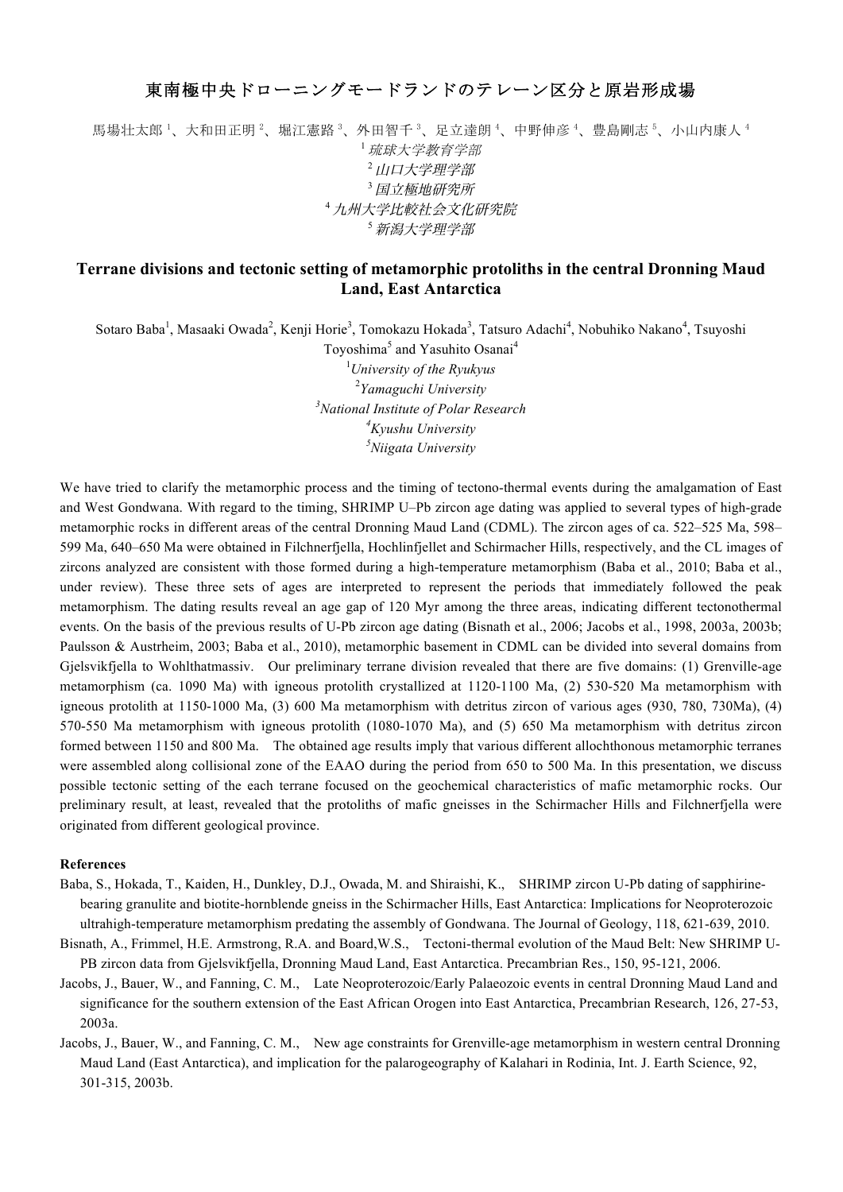# 東南極中央ドローニングモードランドのテレーン区分と原岩形成場

馬場壮太郎[1]、大和田正明[2]、堀江憲路[3]、外田智千[3]、足立達朗[4]、中野伸彦[4]、豊島剛志[5]、小山内康人[4]

[1] *琉球大学教育学部*

[2] *山口大学理学部*

[3] *国立極地研究所*

[4] *九州大学比較社会文化研究院*

[5] *新潟大学理学部*

## Terrane divisions and tectonic setting of metamorphic protoliths in the central Dronning Maud Land, East Antarctica

Sotaro Baba[1], Masaaki Owada[2], Kenji Horie[3], Tomokazu Hokada[3], Tatsuro Adachi[4], Nobuhiko Nakano[4], Tsuyoshi Toyoshima[5] and Yasuhito Osanai[4]

[1] *University of the Ryukyus*

[2] *Yamaguchi University*

[3] *National Institute of Polar Research*

[4] *Kyushu University*

[5] *Niigata University*

We have tried to clarify the metamorphic process and the timing of tectono-thermal events during the amalgamation of East and West Gondwana. With regard to the timing, SHRIMP U–Pb zircon age dating was applied to several types of high-grade metamorphic rocks in different areas of the central Dronning Maud Land (CDML). The zircon ages of ca. 522–525 Ma, 598–599 Ma, 640–650 Ma were obtained in Filchnerfjella, Hochlinfjellet and Schirmacher Hills, respectively, and the CL images of zircons analyzed are consistent with those formed during a high-temperature metamorphism (Baba et al., 2010; Baba et al., under review). These three sets of ages are interpreted to represent the periods that immediately followed the peak metamorphism. The dating results reveal an age gap of 120 Myr among the three areas, indicating different tectonothermal events. On the basis of the previous results of U-Pb zircon age dating (Bisnath et al., 2006; Jacobs et al., 1998, 2003a, 2003b; Paulsson & Austrheim, 2003; Baba et al., 2010), metamorphic basement in CDML can be divided into several domains from Gjelsvikfjella to Wohlthatmassiv. Our preliminary terrane division revealed that there are five domains: (1) Grenville-age metamorphism (ca. 1090 Ma) with igneous protolith crystallized at 1120-1100 Ma, (2) 530-520 Ma metamorphism with igneous protolith at 1150-1000 Ma, (3) 600 Ma metamorphism with detritus zircon of various ages (930, 780, 730Ma), (4) 570-550 Ma metamorphism with igneous protolith (1080-1070 Ma), and (5) 650 Ma metamorphism with detritus zircon formed between 1150 and 800 Ma. The obtained age results imply that various different allochthonous metamorphic terranes were assembled along collisional zone of the EAAO during the period from 650 to 500 Ma. In this presentation, we discuss possible tectonic setting of the each terrane focused on the geochemical characteristics of mafic metamorphic rocks. Our preliminary result, at least, revealed that the protoliths of mafic gneisses in the Schirmacher Hills and Filchnerfjella were originated from different geological province.

**References**

Baba, S., Hokada, T., Kaiden, H., Dunkley, D.J., Owada, M. and Shiraishi, K., SHRIMP zircon U-Pb dating of sapphirine-bearing granulite and biotite-hornblende gneiss in the Schirmacher Hills, East Antarctica: Implications for Neoproterozoic ultrahigh-temperature metamorphism predating the assembly of Gondwana. The Journal of Geology, 118, 621-639, 2010.

Bisnath, A., Frimmel, H.E. Armstrong, R.A. and Board,W.S., Tectoni-thermal evolution of the Maud Belt: New SHRIMP U-PB zircon data from Gjelsvikfjella, Dronning Maud Land, East Antarctica. Precambrian Res., 150, 95-121, 2006.

Jacobs, J., Bauer, W., and Fanning, C. M., Late Neoproterozoic/Early Palaeozoic events in central Dronning Maud Land and significance for the southern extension of the East African Orogen into East Antarctica, Precambrian Research, 126, 27-53, 2003a.

Jacobs, J., Bauer, W., and Fanning, C. M., New age constraints for Grenville-age metamorphism in western central Dronning Maud Land (East Antarctica), and implication for the palarogeography of Kalahari in Rodinia, Int. J. Earth Science, 92, 301-315, 2003b.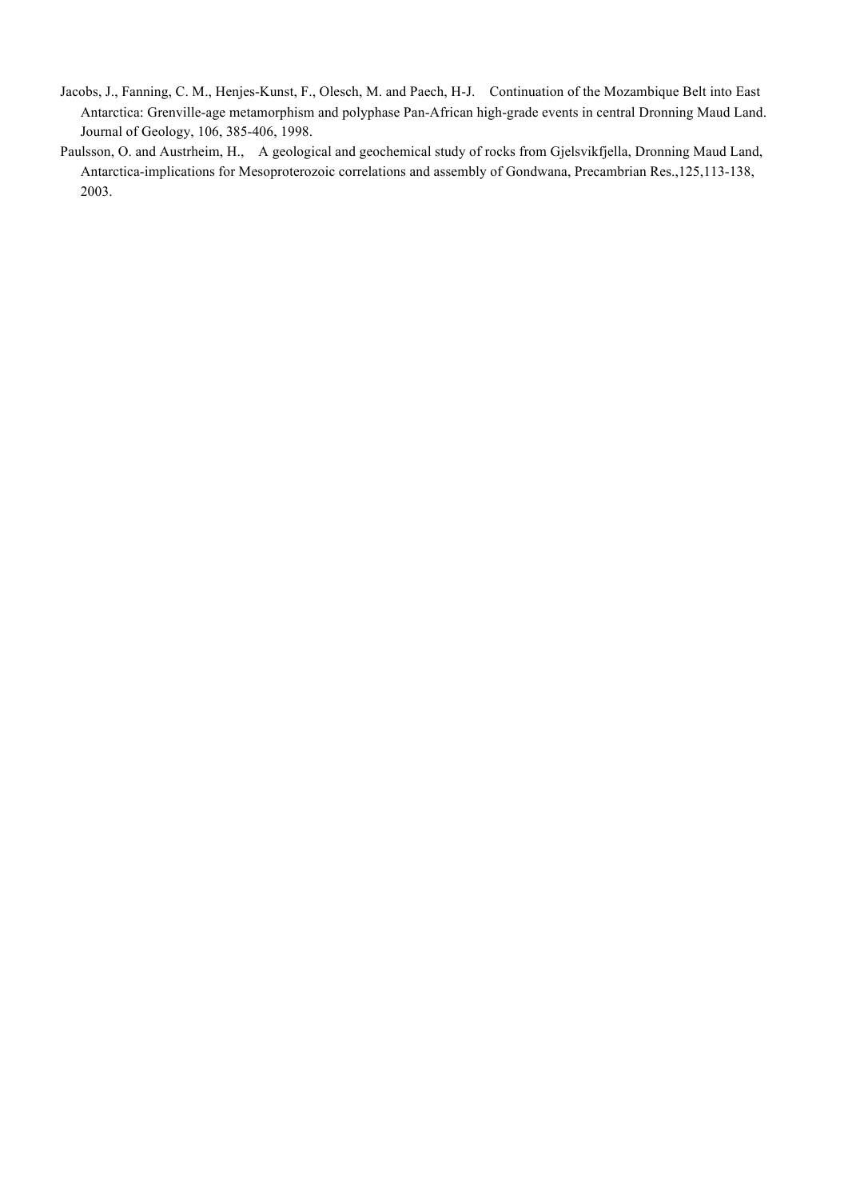Jacobs, J., Fanning, C. M., Henjes-Kunst, F., Olesch, M. and Paech, H-J. Continuation of the Mozambique Belt into East Antarctica: Grenville-age metamorphism and polyphase Pan-African high-grade events in central Dronning Maud Land. Journal of Geology, 106, 385-406, 1998.

Paulsson, O. and Austrheim, H., A geological and geochemical study of rocks from Gjelsvikfjella, Dronning Maud Land, Antarctica-implications for Mesoproterozoic correlations and assembly of Gondwana, Precambrian Res.,125,113-138, 2003.